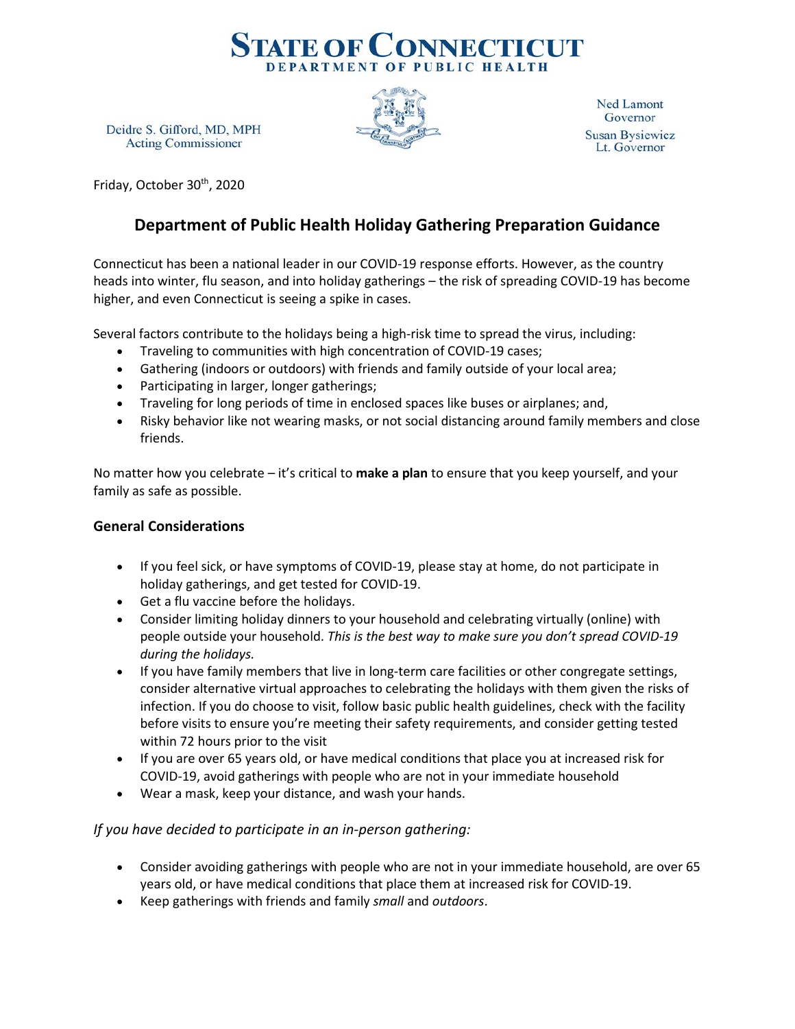# STATE OF CONNECTICUT
## DEPARTMENT OF PUBLIC HEALTH

Deidre S. Gifford, MD, MPH
Acting Commissioner

Ned Lamont
Governor

Susan Bysiewicz
Lt. Governor

Friday, October 30th, 2020

## Department of Public Health Holiday Gathering Preparation Guidance

Connecticut has been a national leader in our COVID-19 response efforts. However, as the country heads into winter, flu season, and into holiday gatherings – the risk of spreading COVID-19 has become higher, and even Connecticut is seeing a spike in cases.

Several factors contribute to the holidays being a high-risk time to spread the virus, including:

- Traveling to communities with high concentration of COVID-19 cases;
- Gathering (indoors or outdoors) with friends and family outside of your local area;
- Participating in larger, longer gatherings;
- Traveling for long periods of time in enclosed spaces like buses or airplanes; and,
- Risky behavior like not wearing masks, or not social distancing around family members and close friends.

No matter how you celebrate – it's critical to **make a plan** to ensure that you keep yourself, and your family as safe as possible.

### General Considerations

- If you feel sick, or have symptoms of COVID-19, please stay at home, do not participate in holiday gatherings, and get tested for COVID-19.
- Get a flu vaccine before the holidays.
- Consider limiting holiday dinners to your household and celebrating virtually (online) with people outside your household. *This is the best way to make sure you don't spread COVID-19 during the holidays.*
- If you have family members that live in long-term care facilities or other congregate settings, consider alternative virtual approaches to celebrating the holidays with them given the risks of infection. If you do choose to visit, follow basic public health guidelines, check with the facility before visits to ensure you're meeting their safety requirements, and consider getting tested within 72 hours prior to the visit
- If you are over 65 years old, or have medical conditions that place you at increased risk for COVID-19, avoid gatherings with people who are not in your immediate household
- Wear a mask, keep your distance, and wash your hands.

*If you have decided to participate in an in-person gathering:*

- Consider avoiding gatherings with people who are not in your immediate household, are over 65 years old, or have medical conditions that place them at increased risk for COVID-19.
- Keep gatherings with friends and family *small* and *outdoors*.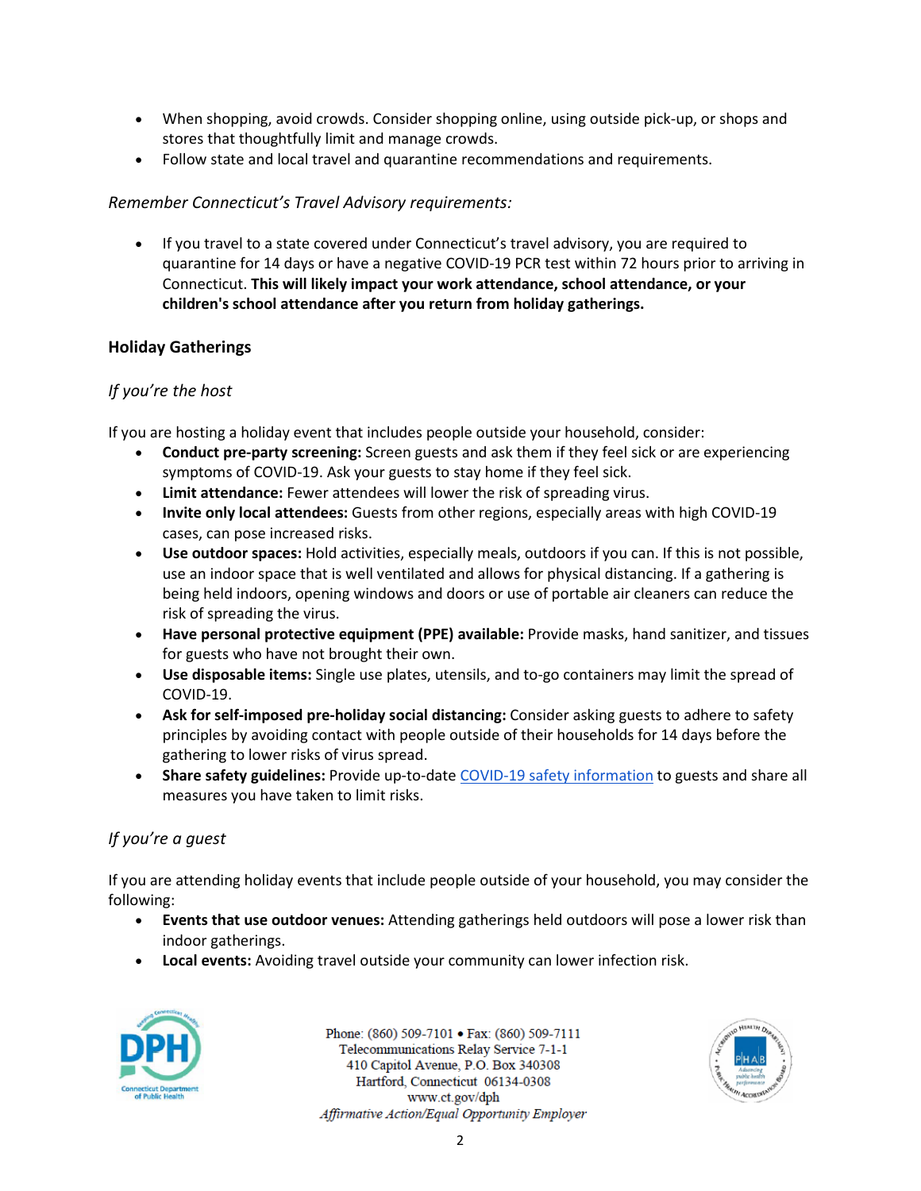- When shopping, avoid crowds. Consider shopping online, using outside pick-up, or shops and stores that thoughtfully limit and manage crowds.
- Follow state and local travel and quarantine recommendations and requirements.

*Remember Connecticut's Travel Advisory requirements:*

- If you travel to a state covered under Connecticut's travel advisory, you are required to quarantine for 14 days or have a negative COVID-19 PCR test within 72 hours prior to arriving in Connecticut. **This will likely impact your work attendance, school attendance, or your children's school attendance after you return from holiday gatherings.**

## Holiday Gatherings

### *If you're the host*

If you are hosting a holiday event that includes people outside your household, consider:

- **Conduct pre-party screening:** Screen guests and ask them if they feel sick or are experiencing symptoms of COVID-19. Ask your guests to stay home if they feel sick.
- **Limit attendance:** Fewer attendees will lower the risk of spreading virus.
- **Invite only local attendees:** Guests from other regions, especially areas with high COVID-19 cases, can pose increased risks.
- **Use outdoor spaces:** Hold activities, especially meals, outdoors if you can. If this is not possible, use an indoor space that is well ventilated and allows for physical distancing. If a gathering is being held indoors, opening windows and doors or use of portable air cleaners can reduce the risk of spreading the virus.
- **Have personal protective equipment (PPE) available:** Provide masks, hand sanitizer, and tissues for guests who have not brought their own.
- **Use disposable items:** Single use plates, utensils, and to-go containers may limit the spread of COVID-19.
- **Ask for self-imposed pre-holiday social distancing:** Consider asking guests to adhere to safety principles by avoiding contact with people outside of their households for 14 days before the gathering to lower risks of virus spread.
- **Share safety guidelines:** Provide up-to-date COVID-19 safety information to guests and share all measures you have taken to limit risks.

### *If you're a guest*

If you are attending holiday events that include people outside of your household, you may consider the following:

- **Events that use outdoor venues:** Attending gatherings held outdoors will pose a lower risk than indoor gatherings.
- **Local events:** Avoiding travel outside your community can lower infection risk.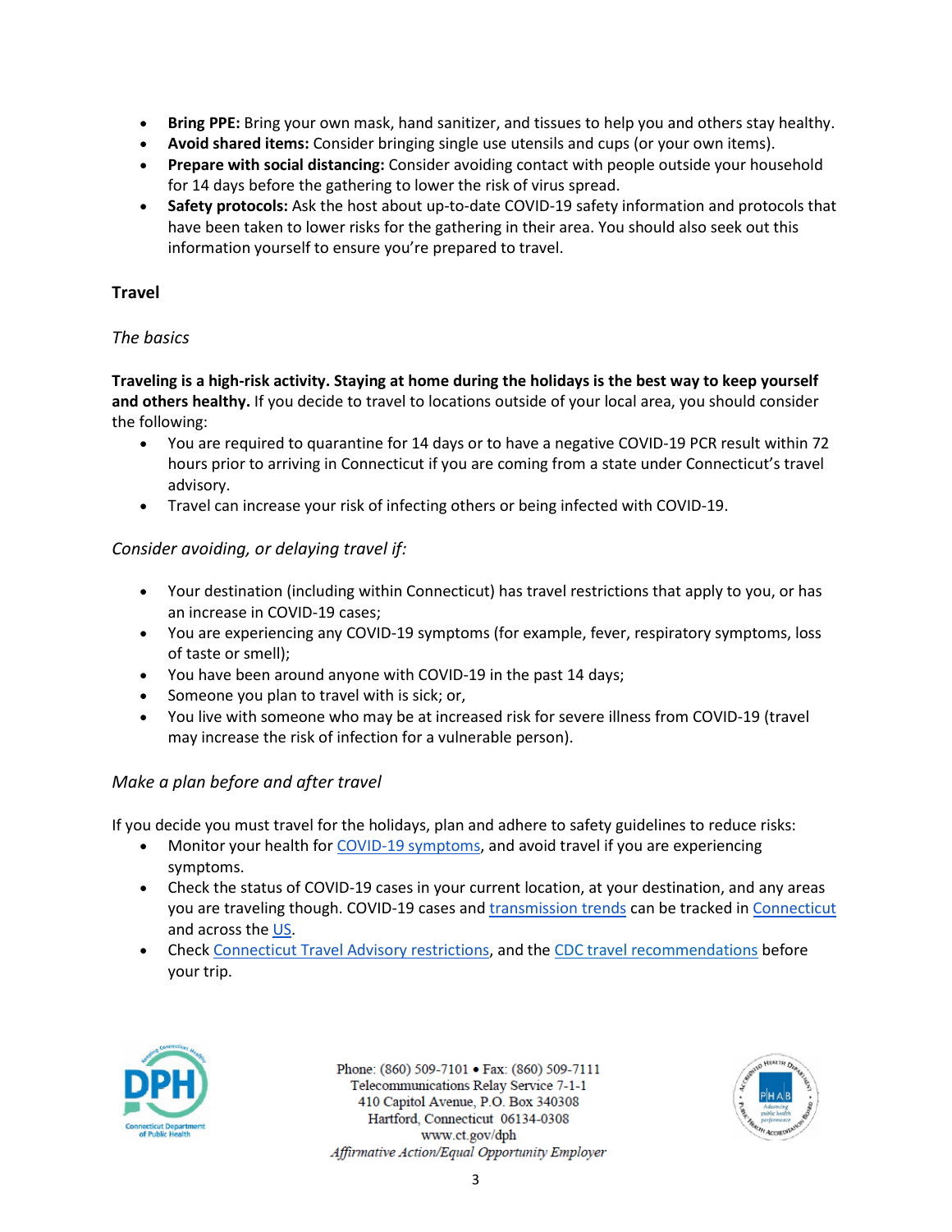- **Bring PPE:** Bring your own mask, hand sanitizer, and tissues to help you and others stay healthy.
- **Avoid shared items:** Consider bringing single use utensils and cups (or your own items).
- **Prepare with social distancing:** Consider avoiding contact with people outside your household for 14 days before the gathering to lower the risk of virus spread.
- **Safety protocols:** Ask the host about up-to-date COVID-19 safety information and protocols that have been taken to lower risks for the gathering in their area. You should also seek out this information yourself to ensure you're prepared to travel.

## Travel

*The basics*

**Traveling is a high-risk activity. Staying at home during the holidays is the best way to keep yourself and others healthy.** If you decide to travel to locations outside of your local area, you should consider the following:

- You are required to quarantine for 14 days or to have a negative COVID-19 PCR result within 72 hours prior to arriving in Connecticut if you are coming from a state under Connecticut's travel advisory.
- Travel can increase your risk of infecting others or being infected with COVID-19.

*Consider avoiding, or delaying travel if:*

- Your destination (including within Connecticut) has travel restrictions that apply to you, or has an increase in COVID-19 cases;
- You are experiencing any COVID-19 symptoms (for example, fever, respiratory symptoms, loss of taste or smell);
- You have been around anyone with COVID-19 in the past 14 days;
- Someone you plan to travel with is sick; or,
- You live with someone who may be at increased risk for severe illness from COVID-19 (travel may increase the risk of infection for a vulnerable person).

*Make a plan before and after travel*

If you decide you must travel for the holidays, plan and adhere to safety guidelines to reduce risks:

- Monitor your health for COVID-19 symptoms, and avoid travel if you are experiencing symptoms.
- Check the status of COVID-19 cases in your current location, at your destination, and any areas you are traveling though. COVID-19 cases and transmission trends can be tracked in Connecticut and across the US.
- Check Connecticut Travel Advisory restrictions, and the CDC travel recommendations before your trip.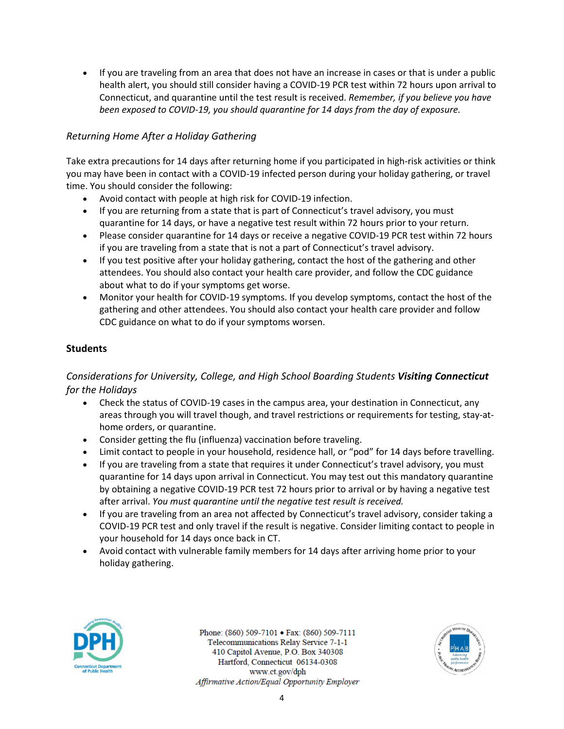- If you are traveling from an area that does not have an increase in cases or that is under a public health alert, you should still consider having a COVID-19 PCR test within 72 hours upon arrival to Connecticut, and quarantine until the test result is received. *Remember, if you believe you have been exposed to COVID-19, you should quarantine for 14 days from the day of exposure.*

*Returning Home After a Holiday Gathering*

Take extra precautions for 14 days after returning home if you participated in high-risk activities or think you may have been in contact with a COVID-19 infected person during your holiday gathering, or travel time. You should consider the following:

- Avoid contact with people at high risk for COVID-19 infection.
- If you are returning from a state that is part of Connecticut's travel advisory, you must quarantine for 14 days, or have a negative test result within 72 hours prior to your return.
- Please consider quarantine for 14 days or receive a negative COVID-19 PCR test within 72 hours if you are traveling from a state that is not a part of Connecticut's travel advisory.
- If you test positive after your holiday gathering, contact the host of the gathering and other attendees. You should also contact your health care provider, and follow the CDC guidance about what to do if your symptoms get worse.
- Monitor your health for COVID-19 symptoms. If you develop symptoms, contact the host of the gathering and other attendees. You should also contact your health care provider and follow CDC guidance on what to do if your symptoms worsen.

**Students**

*Considerations for University, College, and High School Boarding Students* ***Visiting Connecticut*** *for the Holidays*

- Check the status of COVID-19 cases in the campus area, your destination in Connecticut, any areas through you will travel though, and travel restrictions or requirements for testing, stay-at-home orders, or quarantine.
- Consider getting the flu (influenza) vaccination before traveling.
- Limit contact to people in your household, residence hall, or "pod" for 14 days before travelling.
- If you are traveling from a state that requires it under Connecticut's travel advisory, you must quarantine for 14 days upon arrival in Connecticut. You may test out this mandatory quarantine by obtaining a negative COVID-19 PCR test 72 hours prior to arrival or by having a negative test after arrival. *You must quarantine until the negative test result is received.*
- If you are traveling from an area not affected by Connecticut's travel advisory, consider taking a COVID-19 PCR test and only travel if the result is negative. Consider limiting contact to people in your household for 14 days once back in CT.
- Avoid contact with vulnerable family members for 14 days after arriving home prior to your holiday gathering.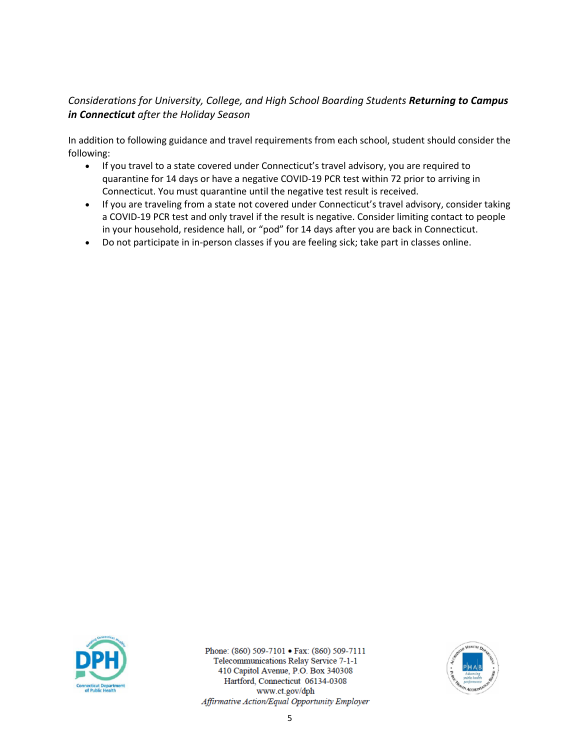*Considerations for University, College, and High School Boarding Students* ***Returning to Campus in Connecticut*** *after the Holiday Season*

In addition to following guidance and travel requirements from each school, student should consider the following:

- If you travel to a state covered under Connecticut's travel advisory, you are required to quarantine for 14 days or have a negative COVID-19 PCR test within 72 prior to arriving in Connecticut. You must quarantine until the negative test result is received.
- If you are traveling from a state not covered under Connecticut's travel advisory, consider taking a COVID-19 PCR test and only travel if the result is negative. Consider limiting contact to people in your household, residence hall, or "pod" for 14 days after you are back in Connecticut.
- Do not participate in in-person classes if you are feeling sick; take part in classes online.